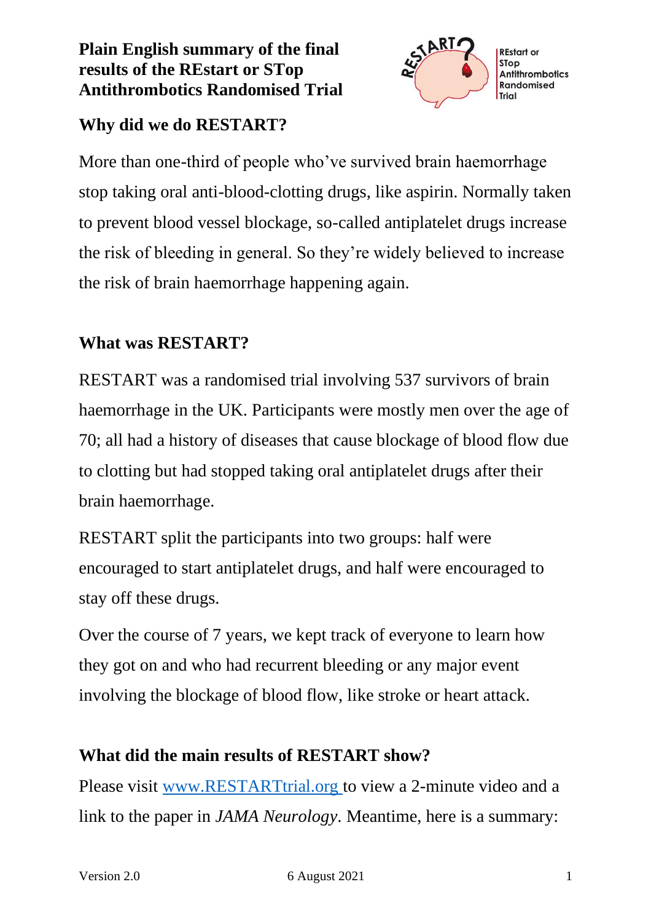# Plain English summary of the final results of the REstart or STop Antithrombotics Randomised Trial

REstart or STop Antithrombotics Randomised Trial

## Why did we do RESTART?

More than one-third of people who've survived brain haemorrhage stop taking oral anti-blood-clotting drugs, like aspirin. Normally taken to prevent blood vessel blockage, so-called antiplatelet drugs increase the risk of bleeding in general. So they're widely believed to increase the risk of brain haemorrhage happening again.

## What was RESTART?

RESTART was a randomised trial involving 537 survivors of brain haemorrhage in the UK. Participants were mostly men over the age of 70; all had a history of diseases that cause blockage of blood flow due to clotting but had stopped taking oral antiplatelet drugs after their brain haemorrhage.

RESTART split the participants into two groups: half were encouraged to start antiplatelet drugs, and half were encouraged to stay off these drugs.

Over the course of 7 years, we kept track of everyone to learn how they got on and who had recurrent bleeding or any major event involving the blockage of blood flow, like stroke or heart attack.

## What did the main results of RESTART show?

Please visit [www.RESTARTtrial.org](http://www.RESTARTtrial.org) to view a 2-minute video and a link to the paper in *JAMA Neurology*. Meantime, here is a summary:

Version 2.0 6 August 2021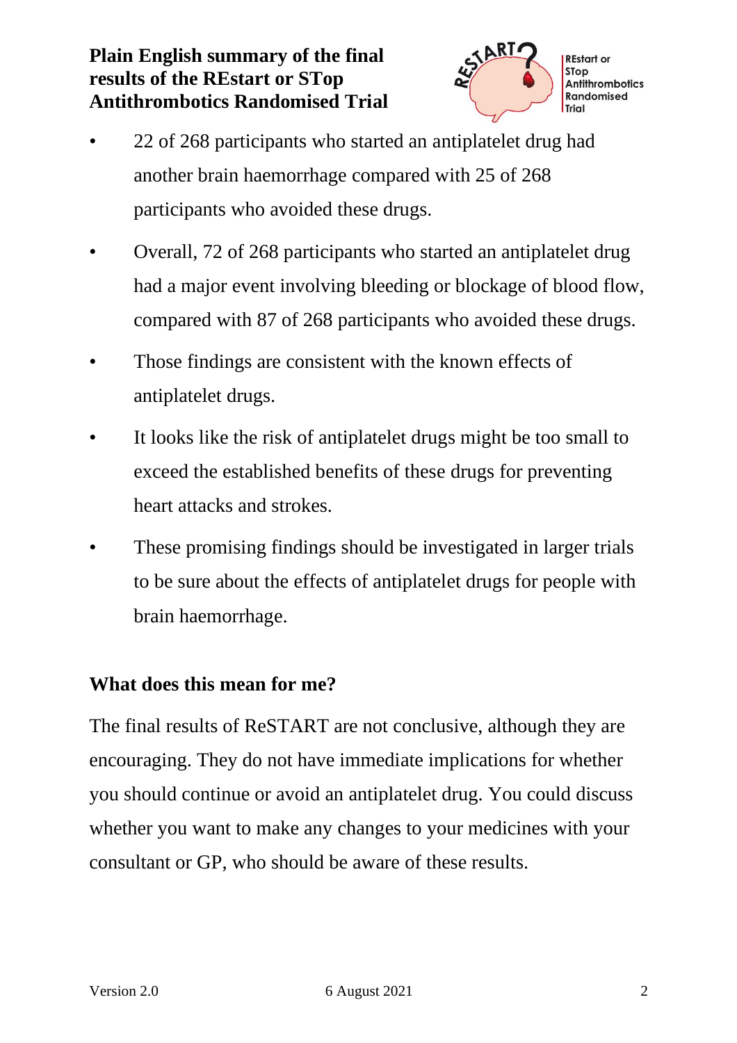- 22 of 268 participants who started an antiplatelet drug had another brain haemorrhage compared with 25 of 268 participants who avoided these drugs.
- Overall, 72 of 268 participants who started an antiplatelet drug had a major event involving bleeding or blockage of blood flow, compared with 87 of 268 participants who avoided these drugs.
- Those findings are consistent with the known effects of antiplatelet drugs.
- It looks like the risk of antiplatelet drugs might be too small to exceed the established benefits of these drugs for preventing heart attacks and strokes.
- These promising findings should be investigated in larger trials to be sure about the effects of antiplatelet drugs for people with brain haemorrhage.

## What does this mean for me?

The final results of ReSTART are not conclusive, although they are encouraging. They do not have immediate implications for whether you should continue or avoid an antiplatelet drug. You could discuss whether you want to make any changes to your medicines with your consultant or GP, who should be aware of these results.